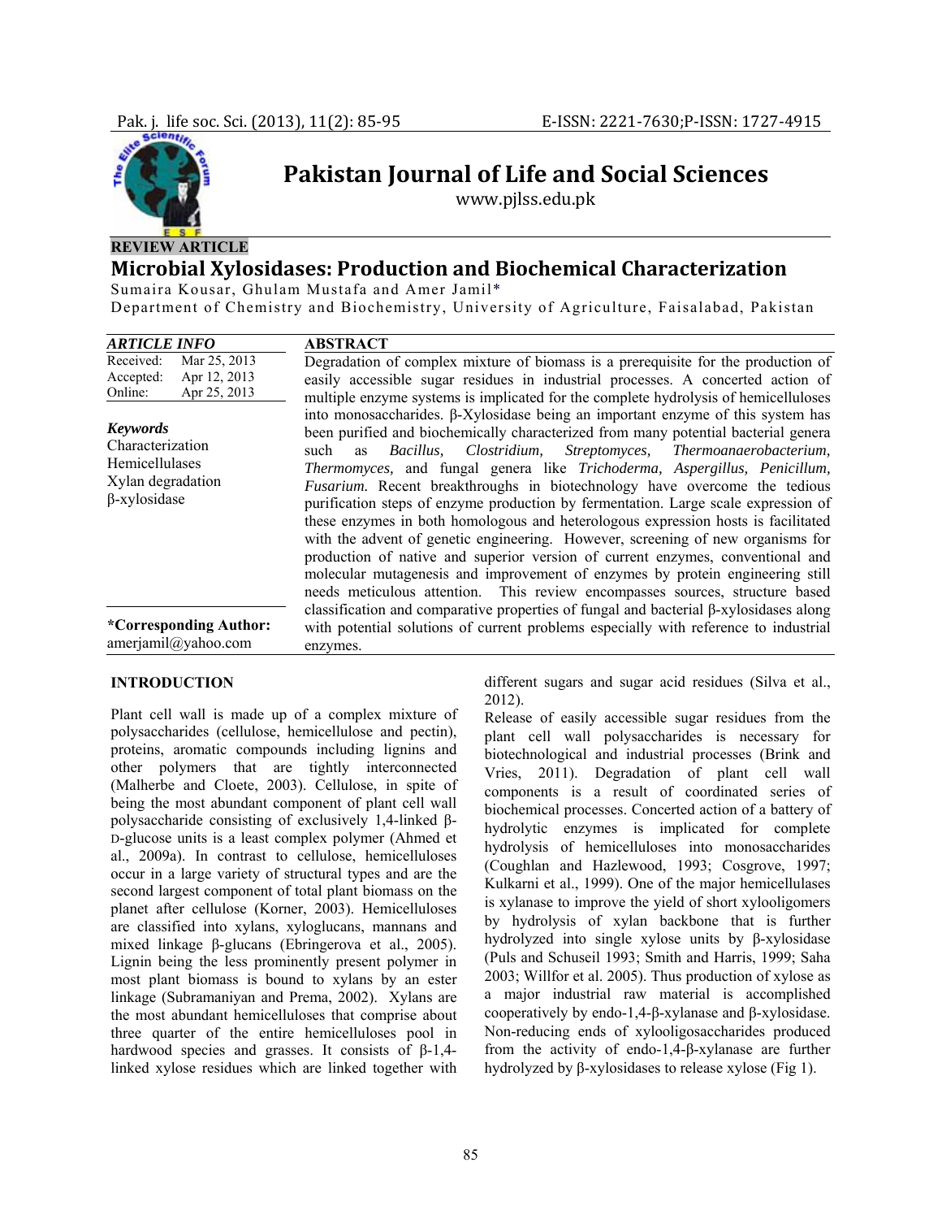REVIEW ARTICLE

# Microbial Xylosidases: Production and Biochemical Characterization

Sumaira Kousar, Ghulam Mustafa and Amer Jamil*

Department of Chemistry and Biochemistry, University of Agriculture, Faisalabad, Pakistan

**ARTICLE INFO**

| | |
|---|---|
| Received: | Mar 25, 2013 |
| Accepted: | Apr 12, 2013 |
| Online: | Apr 25, 2013 |

***Keywords***

Characterization
Hemicellulases
Xylan degradation
β-xylosidase

**\*Corresponding Author:**
amerjamil@yahoo.com

**ABSTRACT**

Degradation of complex mixture of biomass is a prerequisite for the production of easily accessible sugar residues in industrial processes. A concerted action of multiple enzyme systems is implicated for the complete hydrolysis of hemicelluloses into monosaccharides. β-Xylosidase being an important enzyme of this system has been purified and biochemically characterized from many potential bacterial genera such as *Bacillus, Clostridium, Streptomyces, Thermoanaerobacterium, Thermomyces,* and fungal genera like *Trichoderma, Aspergillus, Penicillum, Fusarium.* Recent breakthroughs in biotechnology have overcome the tedious purification steps of enzyme production by fermentation. Large scale expression of these enzymes in both homologous and heterologous expression hosts is facilitated with the advent of genetic engineering. However, screening of new organisms for production of native and superior version of current enzymes, conventional and molecular mutagenesis and improvement of enzymes by protein engineering still needs meticulous attention. This review encompasses sources, structure based classification and comparative properties of fungal and bacterial β-xylosidases along with potential solutions of current problems especially with reference to industrial enzymes.

## INTRODUCTION

Plant cell wall is made up of a complex mixture of polysaccharides (cellulose, hemicellulose and pectin), proteins, aromatic compounds including lignins and other polymers that are tightly interconnected (Malherbe and Cloete, 2003). Cellulose, in spite of being the most abundant component of plant cell wall polysaccharide consisting of exclusively 1,4-linked β-D-glucose units is a least complex polymer (Ahmed et al., 2009a). In contrast to cellulose, hemicelluloses occur in a large variety of structural types and are the second largest component of total plant biomass on the planet after cellulose (Korner, 2003). Hemicelluloses are classified into xylans, xyloglucans, mannans and mixed linkage β-glucans (Ebringerova et al., 2005). Lignin being the less prominently present polymer in most plant biomass is bound to xylans by an ester linkage (Subramaniyan and Prema, 2002). Xylans are the most abundant hemicelluloses that comprise about three quarter of the entire hemicelluloses pool in hardwood species and grasses. It consists of β-1,4-linked xylose residues which are linked together with different sugars and sugar acid residues (Silva et al., 2012).

Release of easily accessible sugar residues from the plant cell wall polysaccharides is necessary for biotechnological and industrial processes (Brink and Vries, 2011). Degradation of plant cell wall components is a result of coordinated series of biochemical processes. Concerted action of a battery of hydrolytic enzymes is implicated for complete hydrolysis of hemicelluloses into monosaccharides (Coughlan and Hazlewood, 1993; Cosgrove, 1997; Kulkarni et al., 1999). One of the major hemicellulases is xylanase to improve the yield of short xylooligomers by hydrolysis of xylan backbone that is further hydrolyzed into single xylose units by β-xylosidase (Puls and Schuseil 1993; Smith and Harris, 1999; Saha 2003; Willfor et al. 2005). Thus production of xylose as a major industrial raw material is accomplished cooperatively by endo-1,4-β-xylanase and β-xylosidase. Non-reducing ends of xylooligosaccharides produced from the activity of endo-1,4-β-xylanase are further hydrolyzed by β-xylosidases to release xylose (Fig 1).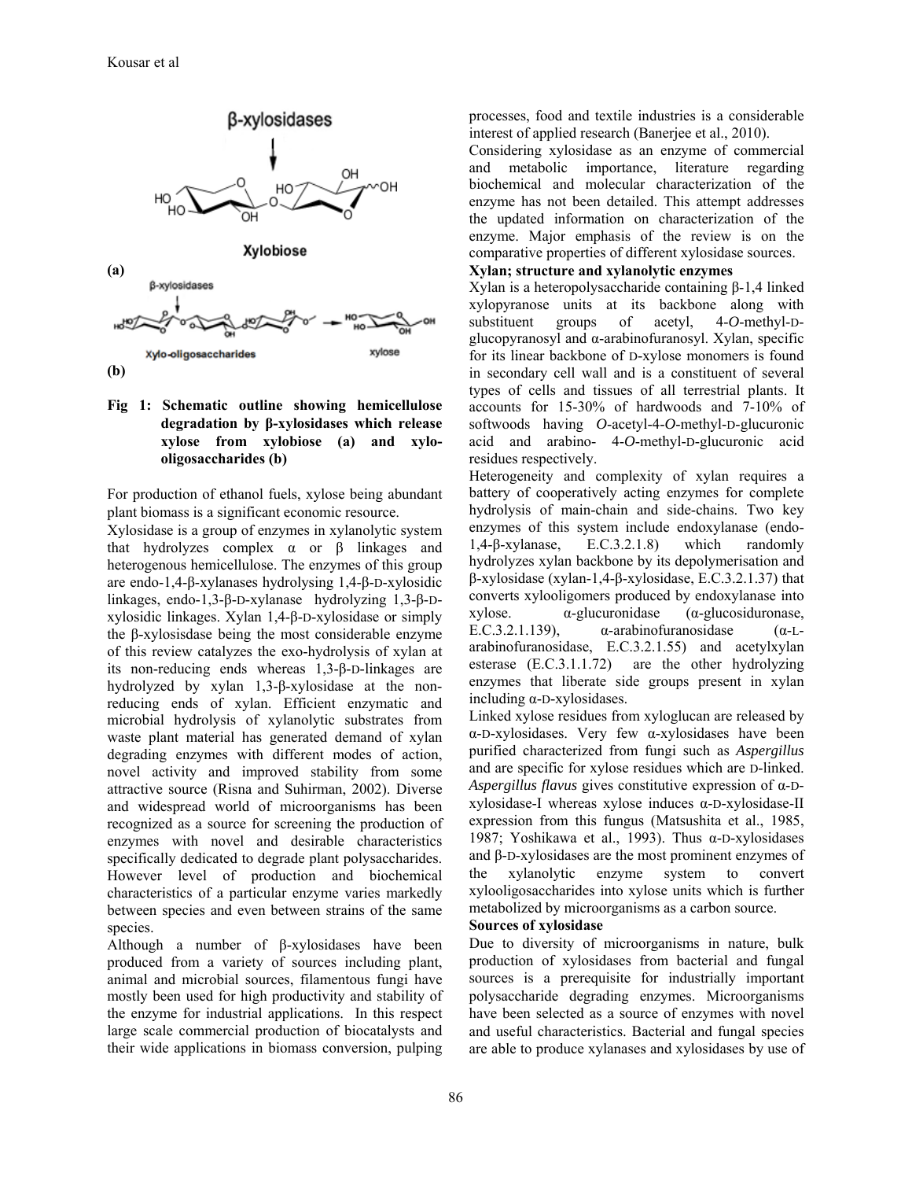**Fig 1: Schematic outline showing hemicellulose degradation by β-xylosidases which release xylose from xylobiose (a) and xylo-oligosaccharides (b)**

For production of ethanol fuels, xylose being abundant plant biomass is a significant economic resource.

Xylosidase is a group of enzymes in xylanolytic system that hydrolyzes complex α or β linkages and heterogenous hemicellulose. The enzymes of this group are endo-1,4-β-xylanases hydrolysing 1,4-β-D-xylosidic linkages, endo-1,3-β-D-xylanase hydrolyzing 1,3-β-D-xylosidic linkages. Xylan 1,4-β-D-xylosidase or simply the β-xylosisdase being the most considerable enzyme of this review catalyzes the exo-hydrolysis of xylan at its non-reducing ends whereas 1,3-β-D-linkages are hydrolyzed by xylan 1,3-β-xylosidase at the non-reducing ends of xylan. Efficient enzymatic and microbial hydrolysis of xylanolytic substrates from waste plant material has generated demand of xylan degrading enzymes with different modes of action, novel activity and improved stability from some attractive source (Risna and Suhirman, 2002). Diverse and widespread world of microorganisms has been recognized as a source for screening the production of enzymes with novel and desirable characteristics specifically dedicated to degrade plant polysaccharides. However level of production and biochemical characteristics of a particular enzyme varies markedly between species and even between strains of the same species.

Although a number of β-xylosidases have been produced from a variety of sources including plant, animal and microbial sources, filamentous fungi have mostly been used for high productivity and stability of the enzyme for industrial applications. In this respect large scale commercial production of biocatalysts and their wide applications in biomass conversion, pulping processes, food and textile industries is a considerable interest of applied research (Banerjee et al., 2010).

Considering xylosidase as an enzyme of commercial and metabolic importance, literature regarding biochemical and molecular characterization of the enzyme has not been detailed. This attempt addresses the updated information on characterization of the enzyme. Major emphasis of the review is on the comparative properties of different xylosidase sources.

**Xylan; structure and xylanolytic enzymes**

Xylan is a heteropolysaccharide containing β-1,4 linked xylopyranose units at its backbone along with substituent groups of acetyl, 4-*O*-methyl-D-glucopyranosyl and α-arabinofuranosyl. Xylan, specific for its linear backbone of D-xylose monomers is found in secondary cell wall and is a constituent of several types of cells and tissues of all terrestrial plants. It accounts for 15-30% of hardwoods and 7-10% of softwoods having *O*-acetyl-4-*O*-methyl-D-glucuronic acid and arabino- 4-*O*-methyl-D-glucuronic acid residues respectively.

Heterogeneity and complexity of xylan requires a battery of cooperatively acting enzymes for complete hydrolysis of main-chain and side-chains. Two key enzymes of this system include endoxylanase (endo-1,4-β-xylanase, E.C.3.2.1.8) which randomly hydrolyzes xylan backbone by its depolymerisation and β-xylosidase (xylan-1,4-β-xylosidase, E.C.3.2.1.37) that converts xylooligomers produced by endoxylanase into xylose. α-glucuronidase (α-glucosiduronase, E.C.3.2.1.139), α-arabinofuranosidase (α-L-arabinofuranosidase, E.C.3.2.1.55) and acetylxylan esterase (E.C.3.1.1.72) are the other hydrolyzing enzymes that liberate side groups present in xylan including α-D-xylosidases.

Linked xylose residues from xyloglucan are released by α-D-xylosidases. Very few α-xylosidases have been purified characterized from fungi such as *Aspergillus* and are specific for xylose residues which are D-linked. *Aspergillus flavus* gives constitutive expression of α-D-xylosidase-I whereas xylose induces α-D-xylosidase-II expression from this fungus (Matsushita et al., 1985, 1987; Yoshikawa et al., 1993). Thus α-D-xylosidases and β-D-xylosidases are the most prominent enzymes of the xylanolytic enzyme system to convert xylooligosaccharides into xylose units which is further metabolized by microorganisms as a carbon source.

**Sources of xylosidase**

Due to diversity of microorganisms in nature, bulk production of xylosidases from bacterial and fungal sources is a prerequisite for industrially important polysaccharide degrading enzymes. Microorganisms have been selected as a source of enzymes with novel and useful characteristics. Bacterial and fungal species are able to produce xylanases and xylosidases by use of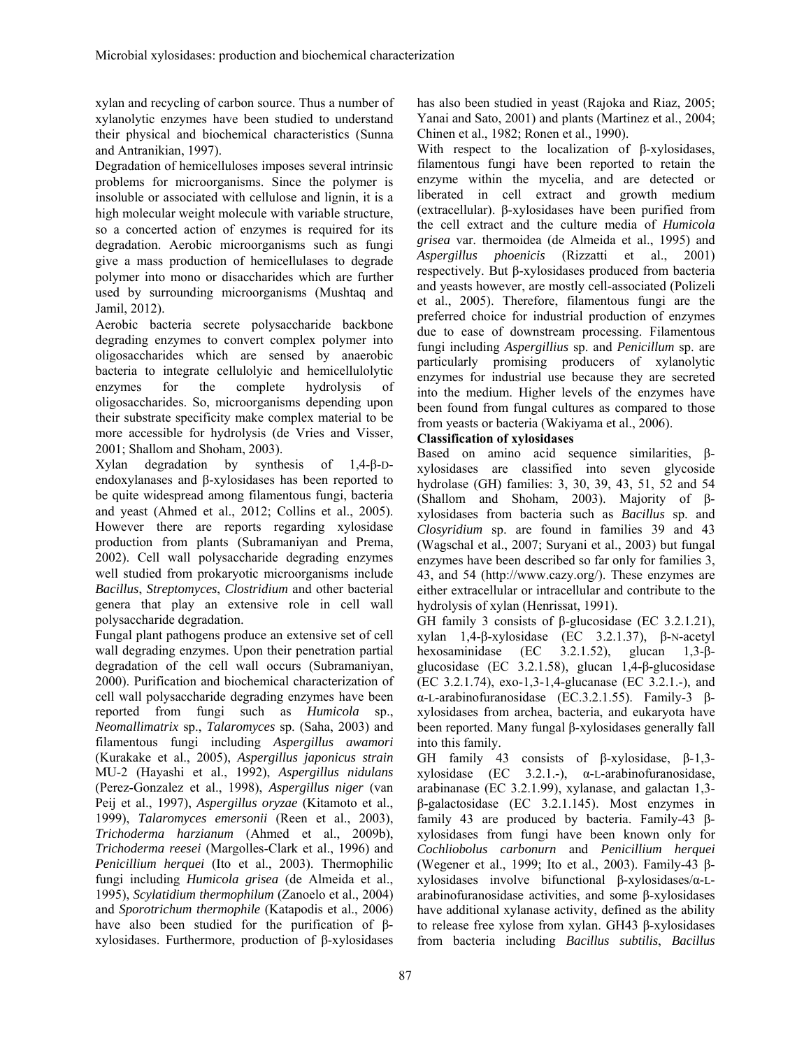xylan and recycling of carbon source. Thus a number of xylanolytic enzymes have been studied to understand their physical and biochemical characteristics (Sunna and Antranikian, 1997).

Degradation of hemicelluloses imposes several intrinsic problems for microorganisms. Since the polymer is insoluble or associated with cellulose and lignin, it is a high molecular weight molecule with variable structure, so a concerted action of enzymes is required for its degradation. Aerobic microorganisms such as fungi give a mass production of hemicellulases to degrade polymer into mono or disaccharides which are further used by surrounding microorganisms (Mushtaq and Jamil, 2012).

Aerobic bacteria secrete polysaccharide backbone degrading enzymes to convert complex polymer into oligosaccharides which are sensed by anaerobic bacteria to integrate cellulolyic and hemicellulolytic enzymes for the complete hydrolysis of oligosaccharides. So, microorganisms depending upon their substrate specificity make complex material to be more accessible for hydrolysis (de Vries and Visser, 2001; Shallom and Shoham, 2003).

Xylan degradation by synthesis of 1,4-β-D-endoxylanases and β-xylosidases has been reported to be quite widespread among filamentous fungi, bacteria and yeast (Ahmed et al., 2012; Collins et al., 2005). However there are reports regarding xylosidase production from plants (Subramaniyan and Prema, 2002). Cell wall polysaccharide degrading enzymes well studied from prokaryotic microorganisms include *Bacillus*, *Streptomyces*, *Clostridium* and other bacterial genera that play an extensive role in cell wall polysaccharide degradation.

Fungal plant pathogens produce an extensive set of cell wall degrading enzymes. Upon their penetration partial degradation of the cell wall occurs (Subramaniyan, 2000). Purification and biochemical characterization of cell wall polysaccharide degrading enzymes have been reported from fungi such as *Humicola* sp., *Neomallimatrix* sp., *Talaromyces* sp. (Saha, 2003) and filamentous fungi including *Aspergillus awamori* (Kurakake et al., 2005), *Aspergillus japonicus strain* MU-2 (Hayashi et al., 1992), *Aspergillus nidulans* (Perez-Gonzalez et al., 1998), *Aspergillus niger* (van Peij et al., 1997), *Aspergillus oryzae* (Kitamoto et al., 1999), *Talaromyces emersonii* (Reen et al., 2003), *Trichoderma harzianum* (Ahmed et al., 2009b), *Trichoderma reesei* (Margolles-Clark et al., 1996) and *Penicillium herquei* (Ito et al., 2003). Thermophilic fungi including *Humicola grisea* (de Almeida et al., 1995), *Scylatidium thermophilum* (Zanoelo et al., 2004) and *Sporotrichum thermophile* (Katapodis et al., 2006) have also been studied for the purification of β-xylosidases. Furthermore, production of β-xylosidases has also been studied in yeast (Rajoka and Riaz, 2005; Yanai and Sato, 2001) and plants (Martinez et al., 2004; Chinen et al., 1982; Ronen et al., 1990).

With respect to the localization of β-xylosidases, filamentous fungi have been reported to retain the enzyme within the mycelia, and are detected or liberated in cell extract and growth medium (extracellular). β-xylosidases have been purified from the cell extract and the culture media of *Humicola grisea* var. thermoidea (de Almeida et al., 1995) and *Aspergillus phoenicis* (Rizzatti et al., 2001) respectively. But β-xylosidases produced from bacteria and yeasts however, are mostly cell-associated (Polizeli et al., 2005). Therefore, filamentous fungi are the preferred choice for industrial production of enzymes due to ease of downstream processing. Filamentous fungi including *Aspergillius* sp. and *Penicillum* sp. are particularly promising producers of xylanolytic enzymes for industrial use because they are secreted into the medium. Higher levels of the enzymes have been found from fungal cultures as compared to those from yeasts or bacteria (Wakiyama et al., 2006).

**Classification of xylosidases**

Based on amino acid sequence similarities, β-xylosidases are classified into seven glycoside hydrolase (GH) families: 3, 30, 39, 43, 51, 52 and 54 (Shallom and Shoham, 2003). Majority of β-xylosidases from bacteria such as *Bacillus* sp. and *Closyridium* sp. are found in families 39 and 43 (Wagschal et al., 2007; Suryani et al., 2003) but fungal enzymes have been described so far only for families 3, 43, and 54 (http://www.cazy.org/). These enzymes are either extracellular or intracellular and contribute to the hydrolysis of xylan (Henrissat, 1991).

GH family 3 consists of β-glucosidase (EC 3.2.1.21), xylan 1,4-β-xylosidase (EC 3.2.1.37), β-N-acetyl hexosaminidase (EC 3.2.1.52), glucan 1,3-β-glucosidase (EC 3.2.1.58), glucan 1,4-β-glucosidase (EC 3.2.1.74), exo-1,3-1,4-glucanase (EC 3.2.1.-), and α-L-arabinofuranosidase (EC.3.2.1.55). Family-3 β-xylosidases from archea, bacteria, and eukaryota have been reported. Many fungal β-xylosidases generally fall into this family.

GH family 43 consists of β-xylosidase, β-1,3-xylosidase (EC 3.2.1.-), α-L-arabinofuranosidase, arabinanase (EC 3.2.1.99), xylanase, and galactan 1,3-β-galactosidase (EC 3.2.1.145). Most enzymes in family 43 are produced by bacteria. Family-43 β-xylosidases from fungi have been known only for *Cochliobolus carbonurn* and *Penicillium herquei* (Wegener et al., 1999; Ito et al., 2003). Family-43 β-xylosidases involve bifunctional β-xylosidases/α-L-arabinofuranosidase activities, and some β-xylosidases have additional xylanase activity, defined as the ability to release free xylose from xylan. GH43 β-xylosidases from bacteria including *Bacillus subtilis*, *Bacillus*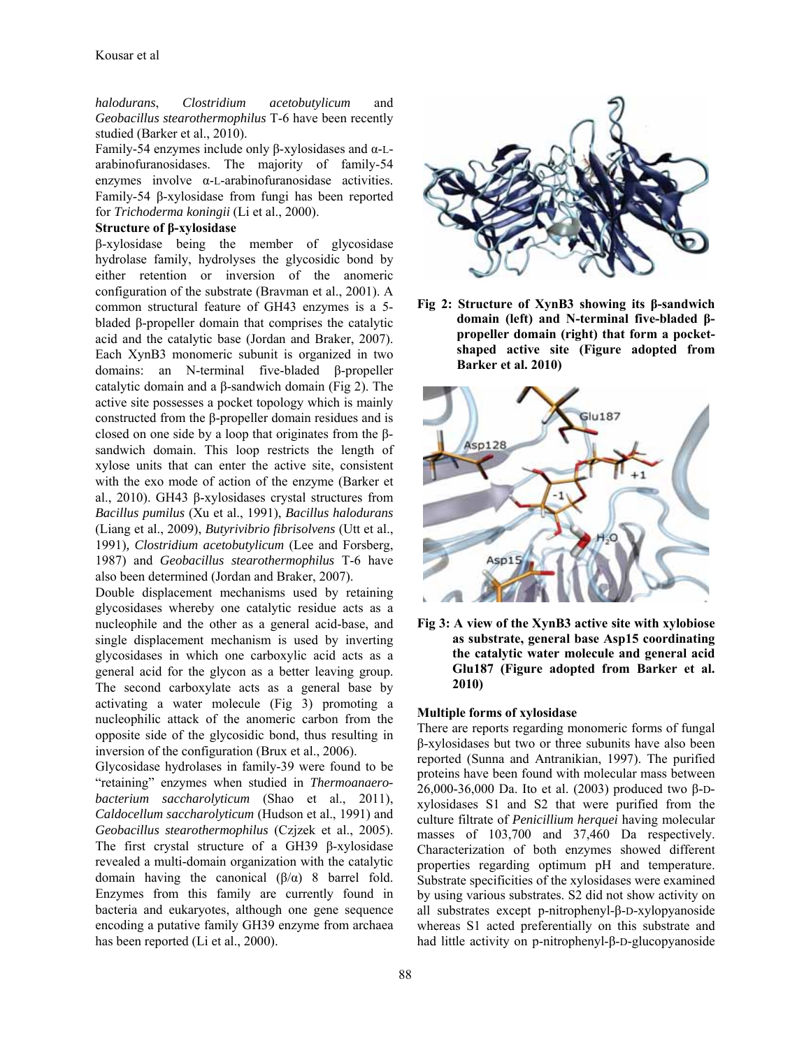*halodurans*, *Clostridium acetobutylicum* and *Geobacillus stearothermophilus* T-6 have been recently studied (Barker et al., 2010).

Family-54 enzymes include only β-xylosidases and α-L-arabinofuranosidases. The majority of family-54 enzymes involve α-L-arabinofuranosidase activities. Family-54 β-xylosidase from fungi has been reported for *Trichoderma koningii* (Li et al., 2000).

**Structure of β-xylosidase**

β-xylosidase being the member of glycosidase hydrolase family, hydrolyses the glycosidic bond by either retention or inversion of the anomeric configuration of the substrate (Bravman et al., 2001). A common structural feature of GH43 enzymes is a 5-bladed β-propeller domain that comprises the catalytic acid and the catalytic base (Jordan and Braker, 2007). Each XynB3 monomeric subunit is organized in two domains: an N-terminal five-bladed β-propeller catalytic domain and a β-sandwich domain (Fig 2). The active site possesses a pocket topology which is mainly constructed from the β-propeller domain residues and is closed on one side by a loop that originates from the β-sandwich domain. This loop restricts the length of xylose units that can enter the active site, consistent with the exo mode of action of the enzyme (Barker et al., 2010). GH43 β-xylosidases crystal structures from *Bacillus pumilus* (Xu et al., 1991), *Bacillus halodurans* (Liang et al., 2009), *Butyrivibrio fibrisolvens* (Utt et al., 1991), *Clostridium acetobutylicum* (Lee and Forsberg, 1987) and *Geobacillus stearothermophilus* T-6 have also been determined (Jordan and Braker, 2007).

Double displacement mechanisms used by retaining glycosidases whereby one catalytic residue acts as a nucleophile and the other as a general acid-base, and single displacement mechanism is used by inverting glycosidases in which one carboxylic acid acts as a general acid for the glycon as a better leaving group. The second carboxylate acts as a general base by activating a water molecule (Fig 3) promoting a nucleophilic attack of the anomeric carbon from the opposite side of the glycosidic bond, thus resulting in inversion of the configuration (Brux et al., 2006).

Glycosidase hydrolases in family-39 were found to be "retaining" enzymes when studied in *Thermoanaerobacterium saccharolyticum* (Shao et al., 2011), *Caldocellum saccharolyticum* (Hudson et al., 1991) and *Geobacillus stearothermophilus* (Czjzek et al., 2005). The first crystal structure of a GH39 β-xylosidase revealed a multi-domain organization with the catalytic domain having the canonical (β/α) 8 barrel fold. Enzymes from this family are currently found in bacteria and eukaryotes, although one gene sequence encoding a putative family GH39 enzyme from archaea has been reported (Li et al., 2000).

**Fig 2: Structure of XynB3 showing its β-sandwich domain (left) and N-terminal five-bladed β-propeller domain (right) that form a pocket-shaped active site (Figure adopted from Barker et al. 2010)**

**Fig 3: A view of the XynB3 active site with xylobiose as substrate, general base Asp15 coordinating the catalytic water molecule and general acid Glu187 (Figure adopted from Barker et al. 2010)**

**Multiple forms of xylosidase**

There are reports regarding monomeric forms of fungal β-xylosidases but two or three subunits have also been reported (Sunna and Antranikian, 1997). The purified proteins have been found with molecular mass between 26,000-36,000 Da. Ito et al. (2003) produced two β-D-xylosidases S1 and S2 that were purified from the culture filtrate of *Penicillium herquei* having molecular masses of 103,700 and 37,460 Da respectively. Characterization of both enzymes showed different properties regarding optimum pH and temperature. Substrate specificities of the xylosidases were examined by using various substrates. S2 did not show activity on all substrates except p-nitrophenyl-β-D-xylopyanoside whereas S1 acted preferentially on this substrate and had little activity on p-nitrophenyl-β-D-glucopyanoside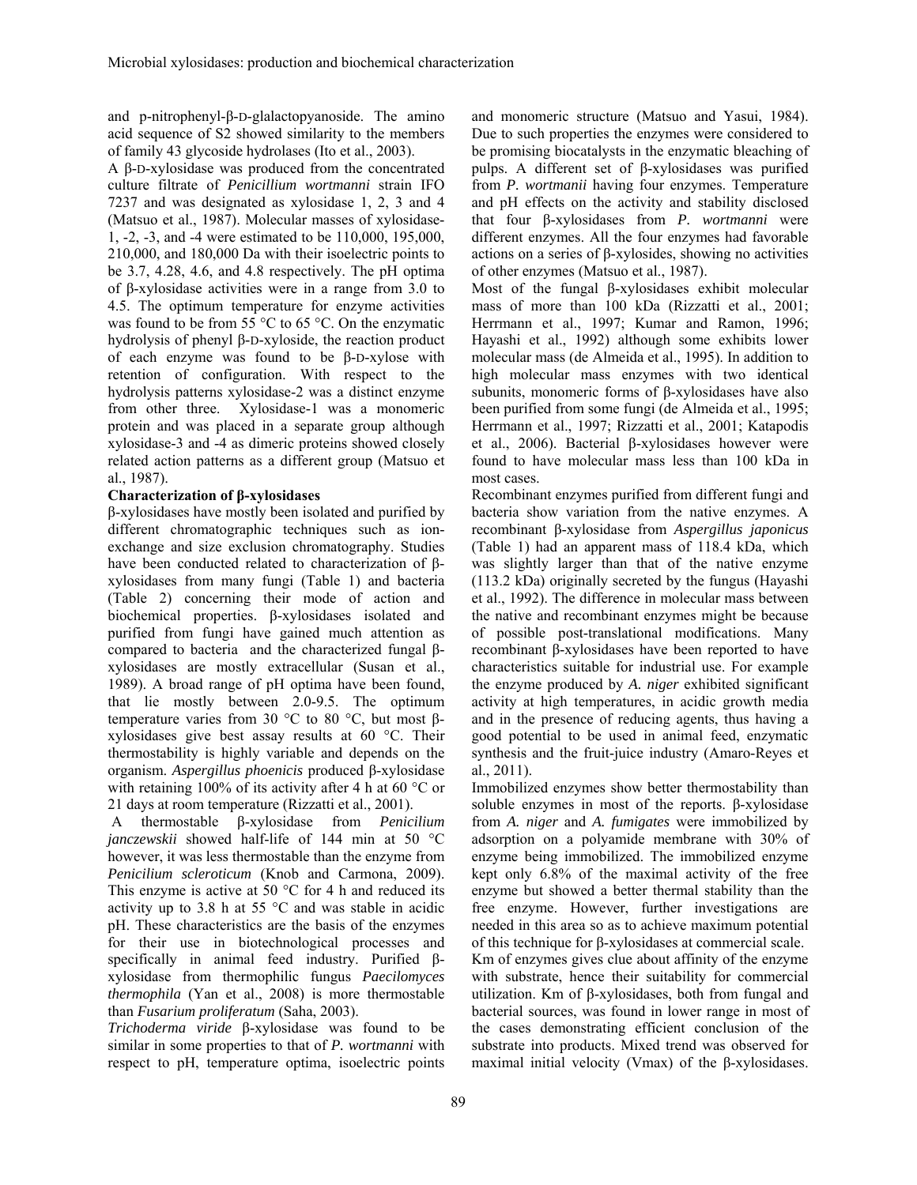and p-nitrophenyl-β-D-glalactopyanoside. The amino acid sequence of S2 showed similarity to the members of family 43 glycoside hydrolases (Ito et al., 2003).

A β-D-xylosidase was produced from the concentrated culture filtrate of *Penicillium wortmanni* strain IFO 7237 and was designated as xylosidase 1, 2, 3 and 4 (Matsuo et al., 1987). Molecular masses of xylosidase-1, -2, -3, and -4 were estimated to be 110,000, 195,000, 210,000, and 180,000 Da with their isoelectric points to be 3.7, 4.28, 4.6, and 4.8 respectively. The pH optima of β-xylosidase activities were in a range from 3.0 to 4.5. The optimum temperature for enzyme activities was found to be from 55 °C to 65 °C. On the enzymatic hydrolysis of phenyl β-D-xyloside, the reaction product of each enzyme was found to be β-D-xylose with retention of configuration. With respect to the hydrolysis patterns xylosidase-2 was a distinct enzyme from other three. Xylosidase-1 was a monomeric protein and was placed in a separate group although xylosidase-3 and -4 as dimeric proteins showed closely related action patterns as a different group (Matsuo et al., 1987).

**Characterization of β-xylosidases**

β-xylosidases have mostly been isolated and purified by different chromatographic techniques such as ion-exchange and size exclusion chromatography. Studies have been conducted related to characterization of β-xylosidases from many fungi (Table 1) and bacteria (Table 2) concerning their mode of action and biochemical properties. β-xylosidases isolated and purified from fungi have gained much attention as compared to bacteria and the characterized fungal β-xylosidases are mostly extracellular (Susan et al., 1989). A broad range of pH optima have been found, that lie mostly between 2.0-9.5. The optimum temperature varies from 30 °C to 80 °C, but most β-xylosidases give best assay results at 60 °C. Their thermostability is highly variable and depends on the organism. *Aspergillus phoenicis* produced β-xylosidase with retaining 100% of its activity after 4 h at 60 °C or 21 days at room temperature (Rizzatti et al., 2001).

A thermostable β-xylosidase from *Penicilium janczewskii* showed half-life of 144 min at 50 °C however, it was less thermostable than the enzyme from *Penicilium scleroticum* (Knob and Carmona, 2009). This enzyme is active at 50 °C for 4 h and reduced its activity up to 3.8 h at 55 °C and was stable in acidic pH. These characteristics are the basis of the enzymes for their use in biotechnological processes and specifically in animal feed industry. Purified β-xylosidase from thermophilic fungus *Paecilomyces thermophila* (Yan et al., 2008) is more thermostable than *Fusarium proliferatum* (Saha, 2003).

*Trichoderma viride* β-xylosidase was found to be similar in some properties to that of *P. wortmanni* with respect to pH, temperature optima, isoelectric points and monomeric structure (Matsuo and Yasui, 1984). Due to such properties the enzymes were considered to be promising biocatalysts in the enzymatic bleaching of pulps. A different set of β-xylosidases was purified from *P. wortmanii* having four enzymes. Temperature and pH effects on the activity and stability disclosed that four β-xylosidases from *P. wortmanni* were different enzymes. All the four enzymes had favorable actions on a series of β-xylosides, showing no activities of other enzymes (Matsuo et al., 1987).

Most of the fungal β-xylosidases exhibit molecular mass of more than 100 kDa (Rizzatti et al., 2001; Herrmann et al., 1997; Kumar and Ramon, 1996; Hayashi et al., 1992) although some exhibits lower molecular mass (de Almeida et al., 1995). In addition to high molecular mass enzymes with two identical subunits, monomeric forms of β-xylosidases have also been purified from some fungi (de Almeida et al., 1995; Herrmann et al., 1997; Rizzatti et al., 2001; Katapodis et al., 2006). Bacterial β-xylosidases however were found to have molecular mass less than 100 kDa in most cases.

Recombinant enzymes purified from different fungi and bacteria show variation from the native enzymes. A recombinant β-xylosidase from *Aspergillus japonicus* (Table 1) had an apparent mass of 118.4 kDa, which was slightly larger than that of the native enzyme (113.2 kDa) originally secreted by the fungus (Hayashi et al., 1992). The difference in molecular mass between the native and recombinant enzymes might be because of possible post-translational modifications. Many recombinant β-xylosidases have been reported to have characteristics suitable for industrial use. For example the enzyme produced by *A. niger* exhibited significant activity at high temperatures, in acidic growth media and in the presence of reducing agents, thus having a good potential to be used in animal feed, enzymatic synthesis and the fruit-juice industry (Amaro-Reyes et al., 2011).

Immobilized enzymes show better thermostability than soluble enzymes in most of the reports. β-xylosidase from *A. niger* and *A. fumigates* were immobilized by adsorption on a polyamide membrane with 30% of enzyme being immobilized. The immobilized enzyme kept only 6.8% of the maximal activity of the free enzyme but showed a better thermal stability than the free enzyme. However, further investigations are needed in this area so as to achieve maximum potential of this technique for β-xylosidases at commercial scale.

Km of enzymes gives clue about affinity of the enzyme with substrate, hence their suitability for commercial utilization. Km of β-xylosidases, both from fungal and bacterial sources, was found in lower range in most of the cases demonstrating efficient conclusion of the substrate into products. Mixed trend was observed for maximal initial velocity (Vmax) of the β-xylosidases.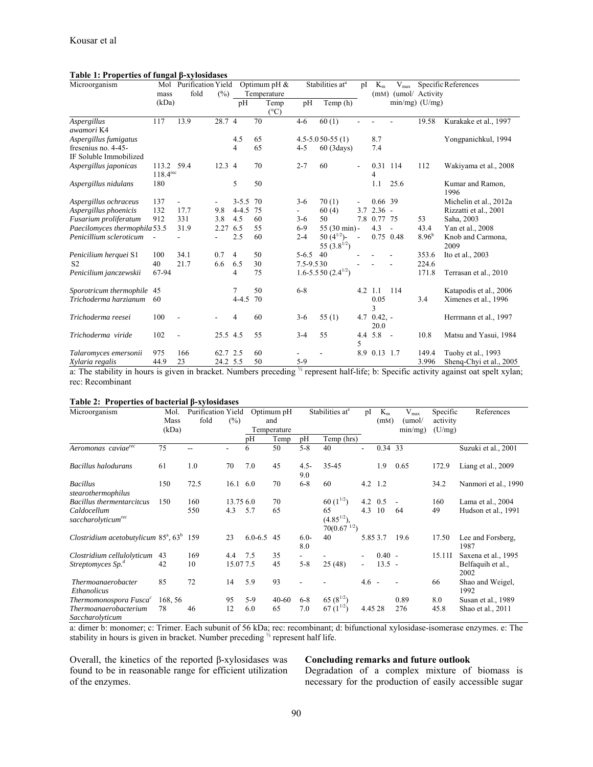**Table 1: Properties of fungal β-xylosidases**

| Microorganism | Mol mass (kDa) | Purification fold | Yield (%) | Optimum pH & Temperature | | Stabilities at[a] | | pI | $K_m$ (mM) | $V_{max}$ (umol/ min/mg) | Specific Activity (U/mg) | References |
|---|---|---|---|---|---|---|---|---|---|---|---|---|
| | | | | pH | Temp (°C) | pH | Temp (h) | | | | | |
| *Aspergillus awamori* K4 | 117 | 13.9 | 28.7 | 4 | 70 | 4-6 | 60 (1) | - | - | - | 19.58 | Kurakake et al., 1997 |
| *Aspergillus fumigatus* fresenius no. 4-45- IF Soluble Immobilized | | | | 4.5<br>4 | 65<br>65 | 4.5-5.0<br>4-5 | 50-55 (1)<br>60 (3days) | | 8.7<br>7.4 | | | Yongpanichkul, 1994 |
| *Aspergillus japonicas* | 113.2<br>118.4[rec] | 59.4 | 12.3 | 4 | 70 | 2-7 | 60 | - | 0.31 4 | 114 | 112 | Wakiyama et al., 2008 |
| *Aspergillus nidulans* | 180 | | | 5 | 50 | | | | 1.1 | 25.6 | | Kumar and Ramon, 1996 |
| *Aspergillus ochraceus* | 137 | - | - | 3-5.5 | 70 | 3-6 | 70 (1) | - | 0.66 | 39 | | Michelin et al., 2012a |
| *Aspergillus phoenicis* | 132 | 17.7 | 9.8 | 4-4.5 | 75 | - | 60 (4) | 3.7 | 2.36 | - | | Rizzatti et al., 2001 |
| *Fusarium proliferatum* | 912 | 331 | 3.8 | 4.5 | 60 | 3-6 | 50 | 7.8 | 0.77 | 75 | 53 | Saha, 2003 |
| *Paecilomyces thermophila* | 53.5 | 31.9 | 2.27 | 6.5 | 55 | 6-9 | 55 (30 min) | - | 4.3 | - | 43.4 | Yan et al., 2008 |
| *Penicillium scleroticum* | - | - | - | 2.5 | 60 | 2-4 | 50 ($4^{1/2}$)-<br>55 ($3.8^{1/2}$) | - | 0.75 | 0.48 | 8.96[b] | Knob and Carmona, 2009 |
| *Penicilium herquei* S1 | 100 | 34.1 | 0.7 | 4 | 50 | 5-6.5 | 40 | - | - | - | 353.6 | Ito et al., 2003 |
| S2 | 40 | 21.7 | 6.6 | 6.5 | 30 | 7.5-9.5 | 30 | - | - | - | 224.6 | |
| *Penicilium janczewskii* | 67-94 | | | 4 | 75 | 1.6-5.5 | 50 ($2.4^{1/2}$) | | | | 171.8 | Terrasan et al., 2010 |
| *Sporotricum thermophile* | 45 | | | 7 | 50 | 6-8 | | 4.2 | 1.1 | 114 | | Katapodis et al., 2006 |
| *Trichoderma harzianum* | 60 | | | 4-4.5 | 70 | | | | 0.05 3 | | 3.4 | Ximenes et al., 1996 |
| *Trichoderma reesei* | 100 | - | | 4 | 60 | 3-6 | 55 (1) | 4.7 | 0.42, - 20.0 | | | Herrmann et al., 1997 |
| *Trichoderma viride* | 102 | - | 25.5 | 4.5 | 55 | 3-4 | 55 | 4.4 5 | 5.8 | - | 10.8 | Matsu and Yasui, 1984 |
| *Talaromyces emersonii* | 975 | 166 | 62.7 | 2.5 | 60 | - | - | 8.9 | 0.13 | 1.7 | 149.4 | Tuohy et al., 1993 |
| *Xylaria regalis* | 44.9 | 23 | 24.2 | 5.5 | 50 | 5-9 | | | | | 3.996 | Sheng-Chyi et al., 2005 |

a: The stability in hours is given in bracket. Numbers preceding ½ represent half-life; b: Specific activity against oat spelt xylan; rec: Recombinant

**Table 2: Properties of bacterial β-xylosidases**

| Microorganism | Mol. Mass (kDa) | Purification fold | Yield (%) | Optimum pH and Temperature | | Stabilities at[e] | | pI | $K_m$ (mM) | $V_{max}$ (umol/ min/mg) | Specific activity (U/mg) | References |
|---|---|---|---|---|---|---|---|---|---|---|---|---|
| | | | | pH | Temp | pH | Temp (hrs) | | | | | |
| *Aeromonas caviae*[rec] | 75 | -- | - | 6 | 50 | 5-8 | 40 | - | 0.34 | 33 | | Suzuki et al., 2001 |
| *Bacillus halodurans* | 61 | 1.0 | 70 | 7.0 | 45 | 4.5-9.0 | 35-45 | | 1.9 | 0.65 | 172.9 | Liang et al., 2009 |
| *Bacillus stearothermophilus* | 150 | 72.5 | 16.1 | 6.0 | 70 | 6-8 | 60 | 4.2 | 1.2 | | 34.2 | Nanmori et al., 1990 |
| *Bacillus thermentarcitcus* | 150 | 160 | 13.75 | 6.0 | 70 | | 60 ($1^{1/2}$) | 4.2 | 0.5 | - | 160 | Lama et al., 2004 |
| *Caldocellum saccharolyticum*[rec] | | 550 | 4.3 | 5.7 | 65 | | 65 ($4.85^{1/2}$),<br>70($0.67^{1/2}$) | 4.3 | 10 | 64 | 49 | Hudson et al., 1991 |
| *Clostridium acetobutylicum* | 85[a], 63[b] | 159 | 23 | 6.0-6.5 | 45 | 6.0-8.0 | 40 | 5.85 | 3.7 | 19.6 | 17.50 | Lee and Forsberg, 1987 |
| *Clostridium cellulolyticum* | 43 | 169 | 4.4 | 7.5 | 35 | - | - | - | 0.40 | - | 15.111 | Saxena et al., 1995 |
| *Streptomyces Sp.*[d] | 42 | 10 | 15.07 | 7.5 | 45 | 5-8 | 25 (48) | - | 13.5 | - | | Belfaquih et al., 2002 |
| *Thermoanaerobacter Ethanolicus* | 85 | 72 | 14 | 5.9 | 93 | - | - | 4.6 | - | - | 66 | Shao and Weigel, 1992 |
| *Thermomonospora Fusca*[c] | 168, 56 | | 95 | 5-9 | 40-60 | 6-8 | 65 ($8^{1/2}$) | | | 0.89 | 8.0 | Susan et al., 1989 |
| *Thermoanaerobacterium Saccharolyticum* | 78 | 46 | 12 | 6.0 | 65 | 7.0 | 67 ($1^{1/2}$) | 4.45 | 28 | 276 | 45.8 | Shao et al., 2011 |

a: dimer b: monomer; c: Trimer. Each subunit of 56 kDa; rec: recombinant; d: bifunctional xylosidase-isomerase enzymes. e: The stability in hours is given in bracket. Number preceding ½ represent half life.

Overall, the kinetics of the reported β-xylosidases was found to be in reasonable range for efficient utilization of the enzymes.

## Concluding remarks and future outlook

Degradation of a complex mixture of biomass is necessary for the production of easily accessible sugar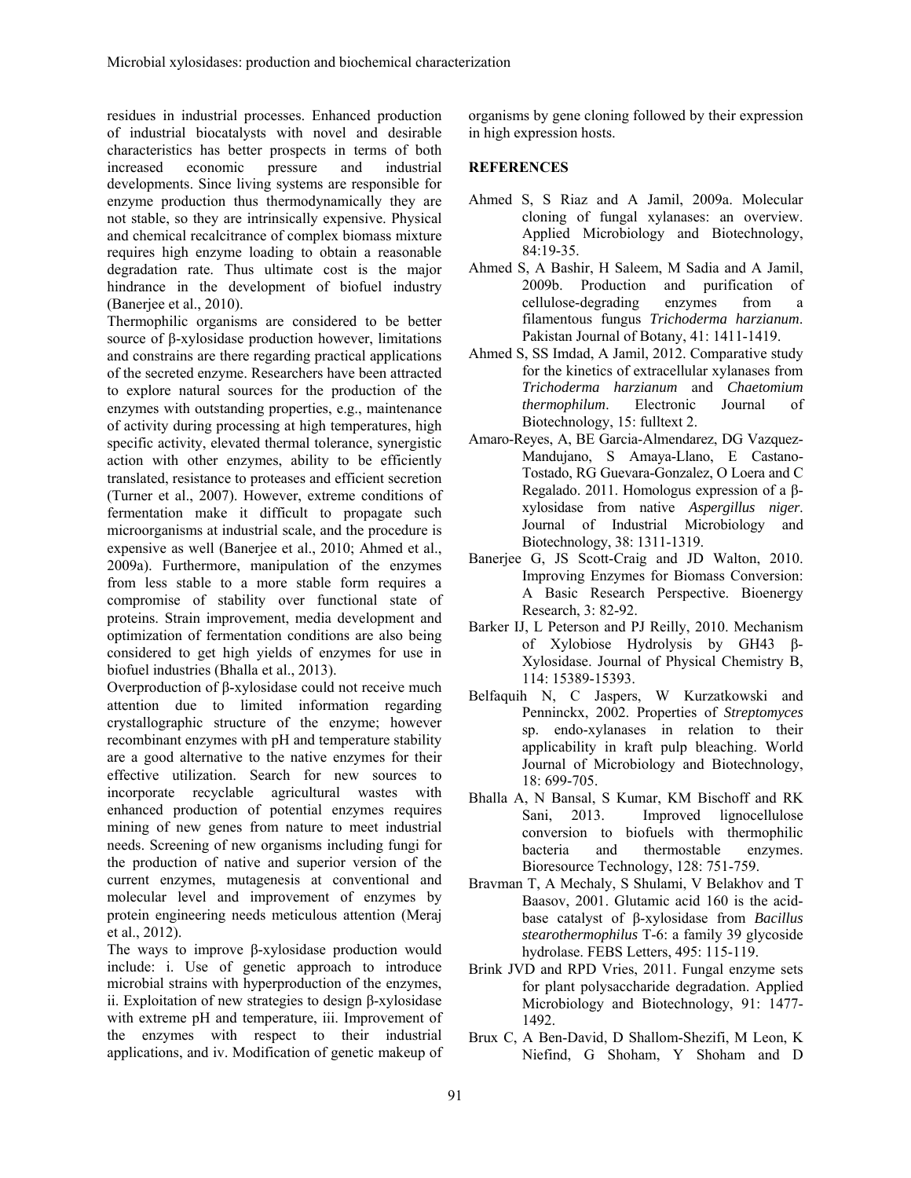residues in industrial processes. Enhanced production of industrial biocatalysts with novel and desirable characteristics has better prospects in terms of both increased economic pressure and industrial developments. Since living systems are responsible for enzyme production thus thermodynamically they are not stable, so they are intrinsically expensive. Physical and chemical recalcitrance of complex biomass mixture requires high enzyme loading to obtain a reasonable degradation rate. Thus ultimate cost is the major hindrance in the development of biofuel industry (Banerjee et al., 2010).

Thermophilic organisms are considered to be better source of β-xylosidase production however, limitations and constrains are there regarding practical applications of the secreted enzyme. Researchers have been attracted to explore natural sources for the production of the enzymes with outstanding properties, e.g., maintenance of activity during processing at high temperatures, high specific activity, elevated thermal tolerance, synergistic action with other enzymes, ability to be efficiently translated, resistance to proteases and efficient secretion (Turner et al., 2007). However, extreme conditions of fermentation make it difficult to propagate such microorganisms at industrial scale, and the procedure is expensive as well (Banerjee et al., 2010; Ahmed et al., 2009a). Furthermore, manipulation of the enzymes from less stable to a more stable form requires a compromise of stability over functional state of proteins. Strain improvement, media development and optimization of fermentation conditions are also being considered to get high yields of enzymes for use in biofuel industries (Bhalla et al., 2013).

Overproduction of β-xylosidase could not receive much attention due to limited information regarding crystallographic structure of the enzyme; however recombinant enzymes with pH and temperature stability are a good alternative to the native enzymes for their effective utilization. Search for new sources to incorporate recyclable agricultural wastes with enhanced production of potential enzymes requires mining of new genes from nature to meet industrial needs. Screening of new organisms including fungi for the production of native and superior version of the current enzymes, mutagenesis at conventional and molecular level and improvement of enzymes by protein engineering needs meticulous attention (Meraj et al., 2012).

The ways to improve β-xylosidase production would include: i. Use of genetic approach to introduce microbial strains with hyperproduction of the enzymes, ii. Exploitation of new strategies to design β-xylosidase with extreme pH and temperature, iii. Improvement of the enzymes with respect to their industrial applications, and iv. Modification of genetic makeup of organisms by gene cloning followed by their expression in high expression hosts.

**REFERENCES**

Ahmed S, S Riaz and A Jamil, 2009a. Molecular cloning of fungal xylanases: an overview. Applied Microbiology and Biotechnology, 84:19-35.

Ahmed S, A Bashir, H Saleem, M Sadia and A Jamil, 2009b. Production and purification of cellulose-degrading enzymes from a filamentous fungus *Trichoderma harzianum*. Pakistan Journal of Botany, 41: 1411-1419.

Ahmed S, SS Imdad, A Jamil, 2012. Comparative study for the kinetics of extracellular xylanases from *Trichoderma harzianum* and *Chaetomium thermophilum*. Electronic Journal of Biotechnology, 15: fulltext 2.

Amaro-Reyes, A, BE Garcia-Almendarez, DG Vazquez-Mandujano, S Amaya-Llano, E Castano-Tostado, RG Guevara-Gonzalez, O Loera and C Regalado. 2011. Homologus expression of a β-xylosidase from native *Aspergillus niger*. Journal of Industrial Microbiology and Biotechnology, 38: 1311-1319.

Banerjee G, JS Scott-Craig and JD Walton, 2010. Improving Enzymes for Biomass Conversion: A Basic Research Perspective. Bioenergy Research, 3: 82-92.

Barker IJ, L Peterson and PJ Reilly, 2010. Mechanism of Xylobiose Hydrolysis by GH43 β-Xylosidase. Journal of Physical Chemistry B, 114: 15389-15393.

Belfaquih N, C Jaspers, W Kurzatkowski and Penninckx, 2002. Properties of *Streptomyces* sp. endo-xylanases in relation to their applicability in kraft pulp bleaching. World Journal of Microbiology and Biotechnology, 18: 699-705.

Bhalla A, N Bansal, S Kumar, KM Bischoff and RK Sani, 2013. Improved lignocellulose conversion to biofuels with thermophilic bacteria and thermostable enzymes. Bioresource Technology, 128: 751-759.

Bravman T, A Mechaly, S Shulami, V Belakhov and T Baasov, 2001. Glutamic acid 160 is the acid-base catalyst of β-xylosidase from *Bacillus stearothermophilus* T-6: a family 39 glycoside hydrolase. FEBS Letters, 495: 115-119.

Brink JVD and RPD Vries, 2011. Fungal enzyme sets for plant polysaccharide degradation. Applied Microbiology and Biotechnology, 91: 1477-1492.

Brux C, A Ben-David, D Shallom-Shezifi, M Leon, K Niefind, G Shoham, Y Shoham and D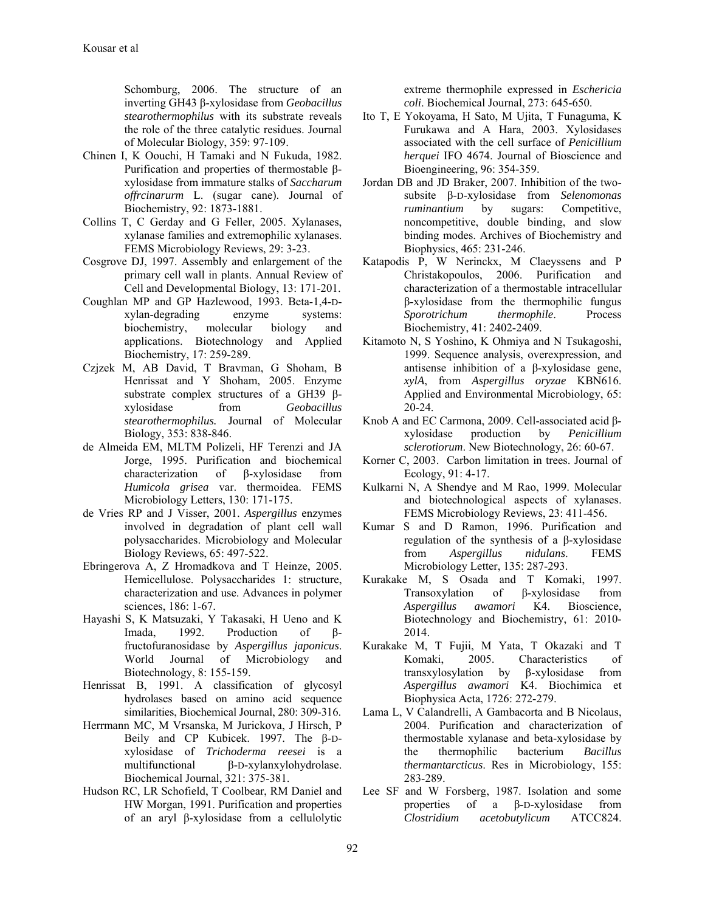Schomburg, 2006. The structure of an inverting GH43 β-xylosidase from *Geobacillus stearothermophilus* with its substrate reveals the role of the three catalytic residues. Journal of Molecular Biology, 359: 97-109.

Chinen I, K Oouchi, H Tamaki and N Fukuda, 1982. Purification and properties of thermostable β-xylosidase from immature stalks of *Saccharum offrcinarurm* L. (sugar cane). Journal of Biochemistry, 92: 1873-1881.

Collins T, C Gerday and G Feller, 2005. Xylanases, xylanase families and extremophilic xylanases. FEMS Microbiology Reviews, 29: 3-23.

Cosgrove DJ, 1997. Assembly and enlargement of the primary cell wall in plants. Annual Review of Cell and Developmental Biology, 13: 171-201.

Coughlan MP and GP Hazlewood, 1993. Beta-1,4-D-xylan-degrading enzyme systems: biochemistry, molecular biology and applications. Biotechnology and Applied Biochemistry, 17: 259-289.

Czjzek M, AB David, T Bravman, G Shoham, B Henrissat and Y Shoham, 2005. Enzyme substrate complex structures of a GH39 β-xylosidase from *Geobacillus stearothermophilus.* Journal of Molecular Biology, 353: 838-846.

de Almeida EM, MLTM Polizeli, HF Terenzi and JA Jorge, 1995. Purification and biochemical characterization of β-xylosidase from *Humicola grisea* var. thermoidea. FEMS Microbiology Letters, 130: 171-175.

de Vries RP and J Visser, 2001. *Aspergillus* enzymes involved in degradation of plant cell wall polysaccharides. Microbiology and Molecular Biology Reviews, 65: 497-522.

Ebringerova A, Z Hromadkova and T Heinze, 2005. Hemicellulose. Polysaccharides 1: structure, characterization and use. Advances in polymer sciences, 186: 1-67.

Hayashi S, K Matsuzaki, Y Takasaki, H Ueno and K Imada, 1992. Production of β-fructofuranosidase by *Aspergillus japonicus*. World Journal of Microbiology and Biotechnology, 8: 155-159.

Henrissat B, 1991. A classification of glycosyl hydrolases based on amino acid sequence similarities, Biochemical Journal, 280: 309-316.

Herrmann MC, M Vrsanska, M Jurickova, J Hirsch, P Beily and CP Kubicek. 1997. The β-D-xylosidase of *Trichoderma reesei* is a multifunctional β-D-xylanxylohydrolase. Biochemical Journal, 321: 375-381.

Hudson RC, LR Schofield, T Coolbear, RM Daniel and HW Morgan, 1991. Purification and properties of an aryl β-xylosidase from a cellulolytic extreme thermophile expressed in *Eschericia coli*. Biochemical Journal, 273: 645-650.

Ito T, E Yokoyama, H Sato, M Ujita, T Funaguma, K Furukawa and A Hara, 2003. Xylosidases associated with the cell surface of *Penicillium herquei* IFO 4674. Journal of Bioscience and Bioengineering, 96: 354-359.

Jordan DB and JD Braker, 2007. Inhibition of the two-subsite β-D-xylosidase from *Selenomonas ruminantium* by sugars: Competitive, noncompetitive, double binding, and slow binding modes. Archives of Biochemistry and Biophysics, 465: 231-246.

Katapodis P, W Nerinckx, M Claeyssens and P Christakopoulos, 2006. Purification and characterization of a thermostable intracellular β-xylosidase from the thermophilic fungus *Sporotrichum thermophile*. Process Biochemistry, 41: 2402-2409.

Kitamoto N, S Yoshino, K Ohmiya and N Tsukagoshi, 1999. Sequence analysis, overexpression, and antisense inhibition of a β-xylosidase gene, *xylA*, from *Aspergillus oryzae* KBN616. Applied and Environmental Microbiology, 65: 20-24.

Knob A and EC Carmona, 2009. Cell-associated acid β-xylosidase production by *Penicillium sclerotiorum*. New Biotechnology, 26: 60-67.

Korner C, 2003. Carbon limitation in trees. Journal of Ecology, 91: 4-17.

Kulkarni N, A Shendye and M Rao, 1999. Molecular and biotechnological aspects of xylanases. FEMS Microbiology Reviews, 23: 411-456.

Kumar S and D Ramon, 1996. Purification and regulation of the synthesis of a β-xylosidase from *Aspergillus nidulans*. FEMS Microbiology Letter, 135: 287-293.

Kurakake M, S Osada and T Komaki, 1997. Transoxylation of β-xylosidase from *Aspergillus awamori* K4. Bioscience, Biotechnology and Biochemistry, 61: 2010-2014.

Kurakake M, T Fujii, M Yata, T Okazaki and T Komaki, 2005. Characteristics of transxylosylation by β-xylosidase from *Aspergillus awamori* K4. Biochimica et Biophysica Acta, 1726: 272-279.

Lama L, V Calandrelli, A Gambacorta and B Nicolaus, 2004. Purification and characterization of thermostable xylanase and beta-xylosidase by the thermophilic bacterium *Bacillus thermantarcticus*. Res in Microbiology, 155: 283-289.

Lee SF and W Forsberg, 1987. Isolation and some properties of a β-D-xylosidase from *Clostridium acetobutylicum* ATCC824.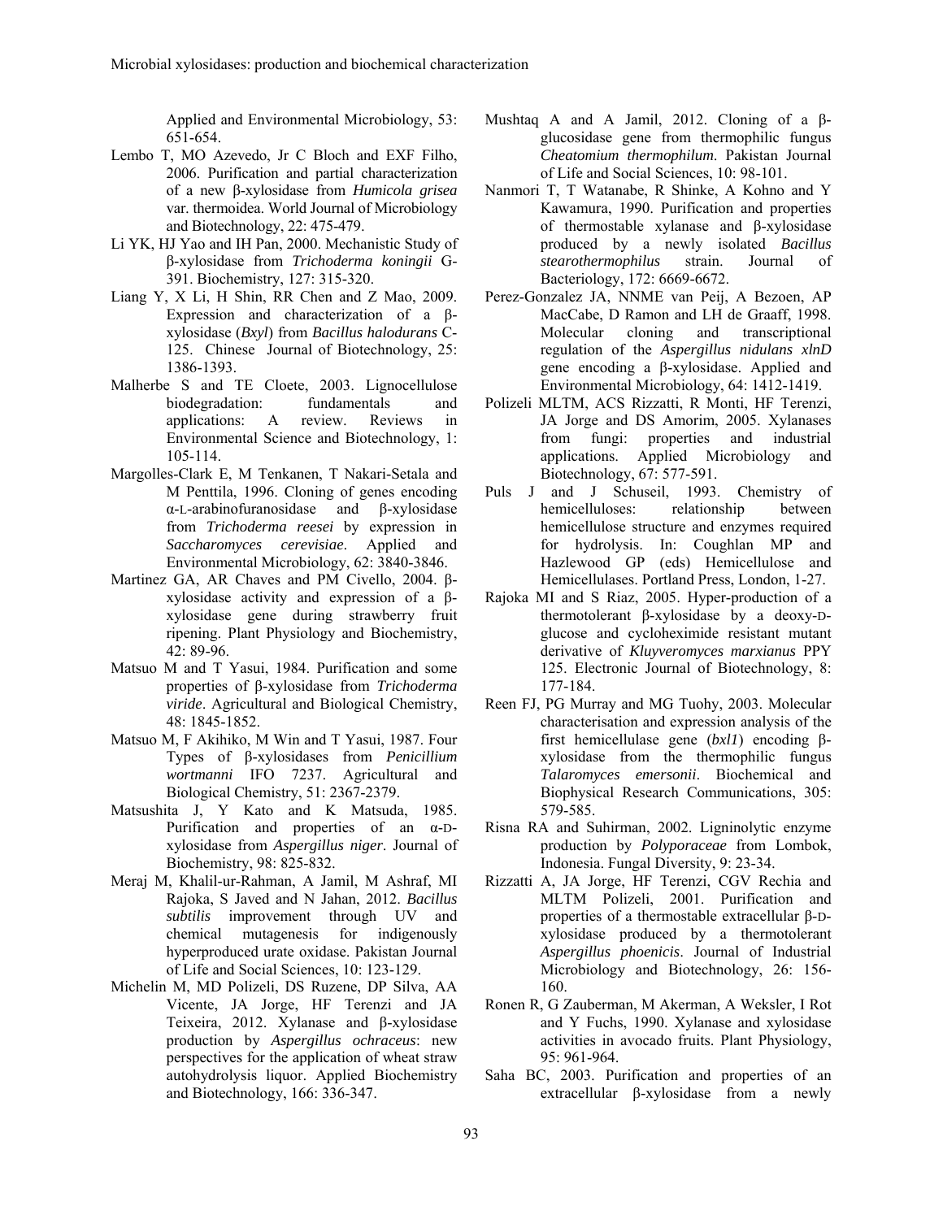Applied and Environmental Microbiology, 53: 651-654.

Lembo T, MO Azevedo, Jr C Bloch and EXF Filho, 2006. Purification and partial characterization of a new β-xylosidase from *Humicola grisea* var. thermoidea. World Journal of Microbiology and Biotechnology, 22: 475-479.

Li YK, HJ Yao and IH Pan, 2000. Mechanistic Study of β-xylosidase from *Trichoderma koningii* G-391. Biochemistry, 127: 315-320.

Liang Y, X Li, H Shin, RR Chen and Z Mao, 2009. Expression and characterization of a β-xylosidase (*Bxyl*) from *Bacillus halodurans* C-125. Chinese Journal of Biotechnology, 25: 1386-1393.

Malherbe S and TE Cloete, 2003. Lignocellulose biodegradation: fundamentals and applications: A review. Reviews in Environmental Science and Biotechnology, 1: 105-114.

Margolles-Clark E, M Tenkanen, T Nakari-Setala and M Penttila, 1996. Cloning of genes encoding α-L-arabinofuranosidase and β-xylosidase from *Trichoderma reesei* by expression in *Saccharomyces cerevisiae*. Applied and Environmental Microbiology, 62: 3840-3846.

Martinez GA, AR Chaves and PM Civello, 2004. β-xylosidase activity and expression of a β-xylosidase gene during strawberry fruit ripening. Plant Physiology and Biochemistry, 42: 89-96.

Matsuo M and T Yasui, 1984. Purification and some properties of β-xylosidase from *Trichoderma viride*. Agricultural and Biological Chemistry, 48: 1845-1852.

Matsuo M, F Akihiko, M Win and T Yasui, 1987. Four Types of β-xylosidases from *Penicillium wortmanni* IFO 7237. Agricultural and Biological Chemistry, 51: 2367-2379.

Matsushita J, Y Kato and K Matsuda, 1985. Purification and properties of an α-D-xylosidase from *Aspergillus niger*. Journal of Biochemistry, 98: 825-832.

Meraj M, Khalil-ur-Rahman, A Jamil, M Ashraf, MI Rajoka, S Javed and N Jahan, 2012. *Bacillus subtilis* improvement through UV and chemical mutagenesis for indigenously hyperproduced urate oxidase. Pakistan Journal of Life and Social Sciences, 10: 123-129.

Michelin M, MD Polizeli, DS Ruzene, DP Silva, AA Vicente, JA Jorge, HF Terenzi and JA Teixeira, 2012. Xylanase and β-xylosidase production by *Aspergillus ochraceus*: new perspectives for the application of wheat straw autohydrolysis liquor. Applied Biochemistry and Biotechnology, 166: 336-347.

Mushtaq A and A Jamil, 2012. Cloning of a β-glucosidase gene from thermophilic fungus *Cheatomium thermophilum*. Pakistan Journal of Life and Social Sciences, 10: 98-101.

Nanmori T, T Watanabe, R Shinke, A Kohno and Y Kawamura, 1990. Purification and properties of thermostable xylanase and β-xylosidase produced by a newly isolated *Bacillus stearothermophilus* strain. Journal of Bacteriology, 172: 6669-6672.

Perez-Gonzalez JA, NNME van Peij, A Bezoen, AP MacCabe, D Ramon and LH de Graaff, 1998. Molecular cloning and transcriptional regulation of the *Aspergillus nidulans xlnD* gene encoding a β-xylosidase. Applied and Environmental Microbiology, 64: 1412-1419.

Polizeli MLTM, ACS Rizzatti, R Monti, HF Terenzi, JA Jorge and DS Amorim, 2005. Xylanases from fungi: properties and industrial applications. Applied Microbiology and Biotechnology, 67: 577-591.

Puls J and J Schuseil, 1993. Chemistry of hemicelluloses: relationship between hemicellulose structure and enzymes required for hydrolysis. In: Coughlan MP and Hazlewood GP (eds) Hemicellulose and Hemicellulases. Portland Press, London, 1-27.

Rajoka MI and S Riaz, 2005. Hyper-production of a thermotolerant β-xylosidase by a deoxy-D-glucose and cycloheximide resistant mutant derivative of *Kluyveromyces marxianus* PPY 125. Electronic Journal of Biotechnology, 8: 177-184.

Reen FJ, PG Murray and MG Tuohy, 2003. Molecular characterisation and expression analysis of the first hemicellulase gene (*bxl1*) encoding β-xylosidase from the thermophilic fungus *Talaromyces emersonii*. Biochemical and Biophysical Research Communications, 305: 579-585.

Risna RA and Suhirman, 2002. Ligninolytic enzyme production by *Polyporaceae* from Lombok, Indonesia. Fungal Diversity, 9: 23-34.

Rizzatti A, JA Jorge, HF Terenzi, CGV Rechia and MLTM Polizeli, 2001. Purification and properties of a thermostable extracellular β-D-xylosidase produced by a thermotolerant *Aspergillus phoenicis*. Journal of Industrial Microbiology and Biotechnology, 26: 156-160.

Ronen R, G Zauberman, M Akerman, A Weksler, I Rot and Y Fuchs, 1990. Xylanase and xylosidase activities in avocado fruits. Plant Physiology, 95: 961-964.

Saha BC, 2003. Purification and properties of an extracellular β-xylosidase from a newly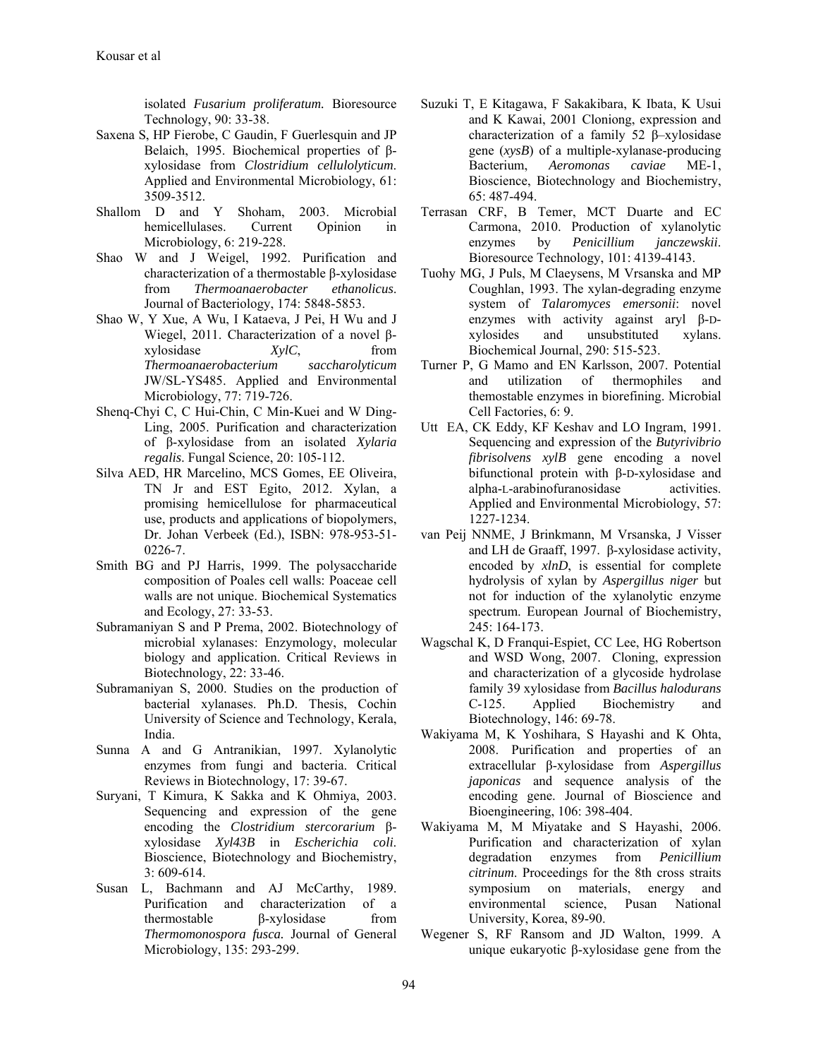isolated *Fusarium proliferatum.* Bioresource Technology, 90: 33-38.

Saxena S, HP Fierobe, C Gaudin, F Guerlesquin and JP Belaich, 1995. Biochemical properties of β-xylosidase from *Clostridium cellulolyticum*. Applied and Environmental Microbiology, 61: 3509-3512.

Shallom D and Y Shoham, 2003. Microbial hemicellulases. Current Opinion in Microbiology, 6: 219-228.

Shao W and J Weigel, 1992. Purification and characterization of a thermostable β-xylosidase from *Thermoanaerobacter ethanolicus*. Journal of Bacteriology, 174: 5848-5853.

Shao W, Y Xue, A Wu, I Kataeva, J Pei, H Wu and J Wiegel, 2011. Characterization of a novel β-xylosidase *XylC*, from *Thermoanaerobacterium saccharolyticum* JW/SL-YS485. Applied and Environmental Microbiology, 77: 719-726.

Shenq-Chyi C, C Hui-Chin, C Min-Kuei and W Ding-Ling, 2005. Purification and characterization of β-xylosidase from an isolated *Xylaria regalis*. Fungal Science, 20: 105-112.

Silva AED, HR Marcelino, MCS Gomes, EE Oliveira, TN Jr and EST Egito, 2012. Xylan, a promising hemicellulose for pharmaceutical use, products and applications of biopolymers, Dr. Johan Verbeek (Ed.), ISBN: 978-953-51-0226-7.

Smith BG and PJ Harris, 1999. The polysaccharide composition of Poales cell walls: Poaceae cell walls are not unique. Biochemical Systematics and Ecology, 27: 33-53.

Subramaniyan S and P Prema, 2002. Biotechnology of microbial xylanases: Enzymology, molecular biology and application. Critical Reviews in Biotechnology, 22: 33-46.

Subramaniyan S, 2000. Studies on the production of bacterial xylanases. Ph.D. Thesis, Cochin University of Science and Technology, Kerala, India.

Sunna A and G Antranikian, 1997. Xylanolytic enzymes from fungi and bacteria. Critical Reviews in Biotechnology, 17: 39-67.

Suryani, T Kimura, K Sakka and K Ohmiya, 2003. Sequencing and expression of the gene encoding the *Clostridium stercorarium* β-xylosidase *Xyl43B* in *Escherichia coli*. Bioscience, Biotechnology and Biochemistry, 3: 609-614.

Susan L, Bachmann and AJ McCarthy, 1989. Purification and characterization of a thermostable β-xylosidase from *Thermomonospora fusca.* Journal of General Microbiology, 135: 293-299.

Suzuki T, E Kitagawa, F Sakakibara, K Ibata, K Usui and K Kawai, 2001 Cloniong, expression and characterization of a family 52 β–xylosidase gene (*xysB*) of a multiple-xylanase-producing Bacterium, *Aeromonas caviae* ME-1, Bioscience, Biotechnology and Biochemistry, 65: 487-494.

Terrasan CRF, B Temer, MCT Duarte and EC Carmona, 2010. Production of xylanolytic enzymes by *Penicillium janczewskii*. Bioresource Technology, 101: 4139-4143.

Tuohy MG, J Puls, M Claeysens, M Vrsanska and MP Coughlan, 1993. The xylan-degrading enzyme system of *Talaromyces emersonii*: novel enzymes with activity against aryl β-D-xylosides and unsubstituted xylans. Biochemical Journal, 290: 515-523.

Turner P, G Mamo and EN Karlsson, 2007. Potential and utilization of thermophiles and themostable enzymes in biorefining. Microbial Cell Factories, 6: 9.

Utt EA, CK Eddy, KF Keshav and LO Ingram, 1991. Sequencing and expression of the *Butyrivibrio fibrisolvens xylB* gene encoding a novel bifunctional protein with β-D-xylosidase and alpha-L-arabinofuranosidase activities. Applied and Environmental Microbiology, 57: 1227-1234.

van Peij NNME, J Brinkmann, M Vrsanska, J Visser and LH de Graaff, 1997. β-xylosidase activity, encoded by *xlnD*, is essential for complete hydrolysis of xylan by *Aspergillus niger* but not for induction of the xylanolytic enzyme spectrum. European Journal of Biochemistry, 245: 164-173.

Wagschal K, D Franqui-Espiet, CC Lee, HG Robertson and WSD Wong, 2007. Cloning, expression and characterization of a glycoside hydrolase family 39 xylosidase from *Bacillus halodurans* C-125. Applied Biochemistry and Biotechnology, 146: 69-78.

Wakiyama M, K Yoshihara, S Hayashi and K Ohta, 2008. Purification and properties of an extracellular β-xylosidase from *Aspergillus japonicas* and sequence analysis of the encoding gene. Journal of Bioscience and Bioengineering, 106: 398-404.

Wakiyama M, M Miyatake and S Hayashi, 2006. Purification and characterization of xylan degradation enzymes from *Penicillium citrinum*. Proceedings for the 8th cross straits symposium on materials, energy and environmental science, Pusan National University, Korea, 89-90.

Wegener S, RF Ransom and JD Walton, 1999. A unique eukaryotic β-xylosidase gene from the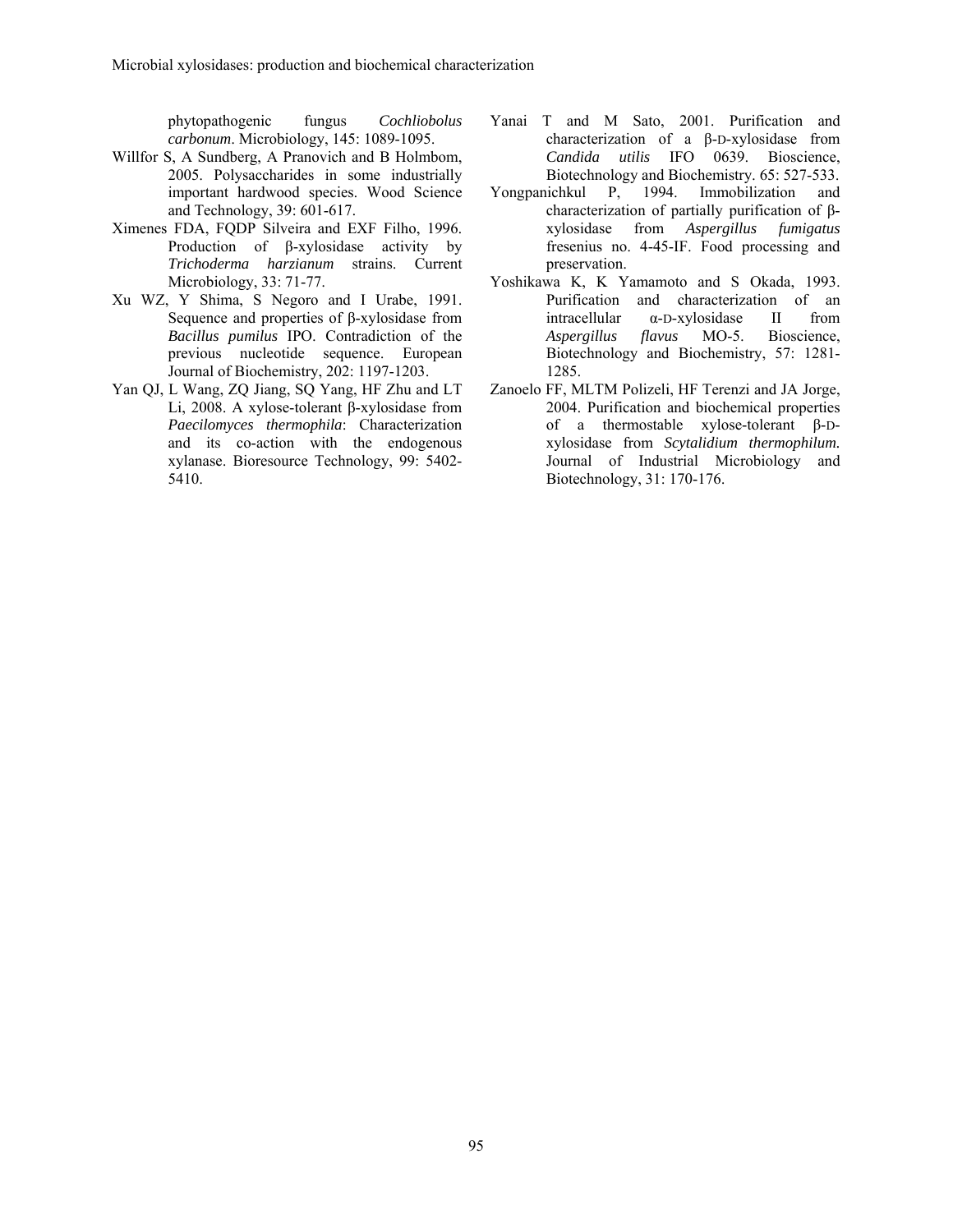phytopathogenic fungus *Cochliobolus carbonum*. Microbiology, 145: 1089-1095.

Willfor S, A Sundberg, A Pranovich and B Holmbom, 2005. Polysaccharides in some industrially important hardwood species. Wood Science and Technology, 39: 601-617.

Ximenes FDA, FQDP Silveira and EXF Filho, 1996. Production of β-xylosidase activity by *Trichoderma harzianum* strains. Current Microbiology, 33: 71-77.

Xu WZ, Y Shima, S Negoro and I Urabe, 1991. Sequence and properties of β-xylosidase from *Bacillus pumilus* IPO. Contradiction of the previous nucleotide sequence. European Journal of Biochemistry, 202: 1197-1203.

Yan QJ, L Wang, ZQ Jiang, SQ Yang, HF Zhu and LT Li, 2008. A xylose-tolerant β-xylosidase from *Paecilomyces thermophila*: Characterization and its co-action with the endogenous xylanase. Bioresource Technology, 99: 5402-5410.

Yanai T and M Sato, 2001. Purification and characterization of a β-D-xylosidase from *Candida utilis* IFO 0639. Bioscience, Biotechnology and Biochemistry. 65: 527-533.

Yongpanichkul P, 1994. Immobilization and characterization of partially purification of β-xylosidase from *Aspergillus fumigatus* fresenius no. 4-45-IF. Food processing and preservation.

Yoshikawa K, K Yamamoto and S Okada, 1993. Purification and characterization of an intracellular α-D-xylosidase II from *Aspergillus flavus* MO-5. Bioscience, Biotechnology and Biochemistry, 57: 1281-1285.

Zanoelo FF, MLTM Polizeli, HF Terenzi and JA Jorge, 2004. Purification and biochemical properties of a thermostable xylose-tolerant β-D-xylosidase from *Scytalidium thermophilum.* Journal of Industrial Microbiology and Biotechnology, 31: 170-176.